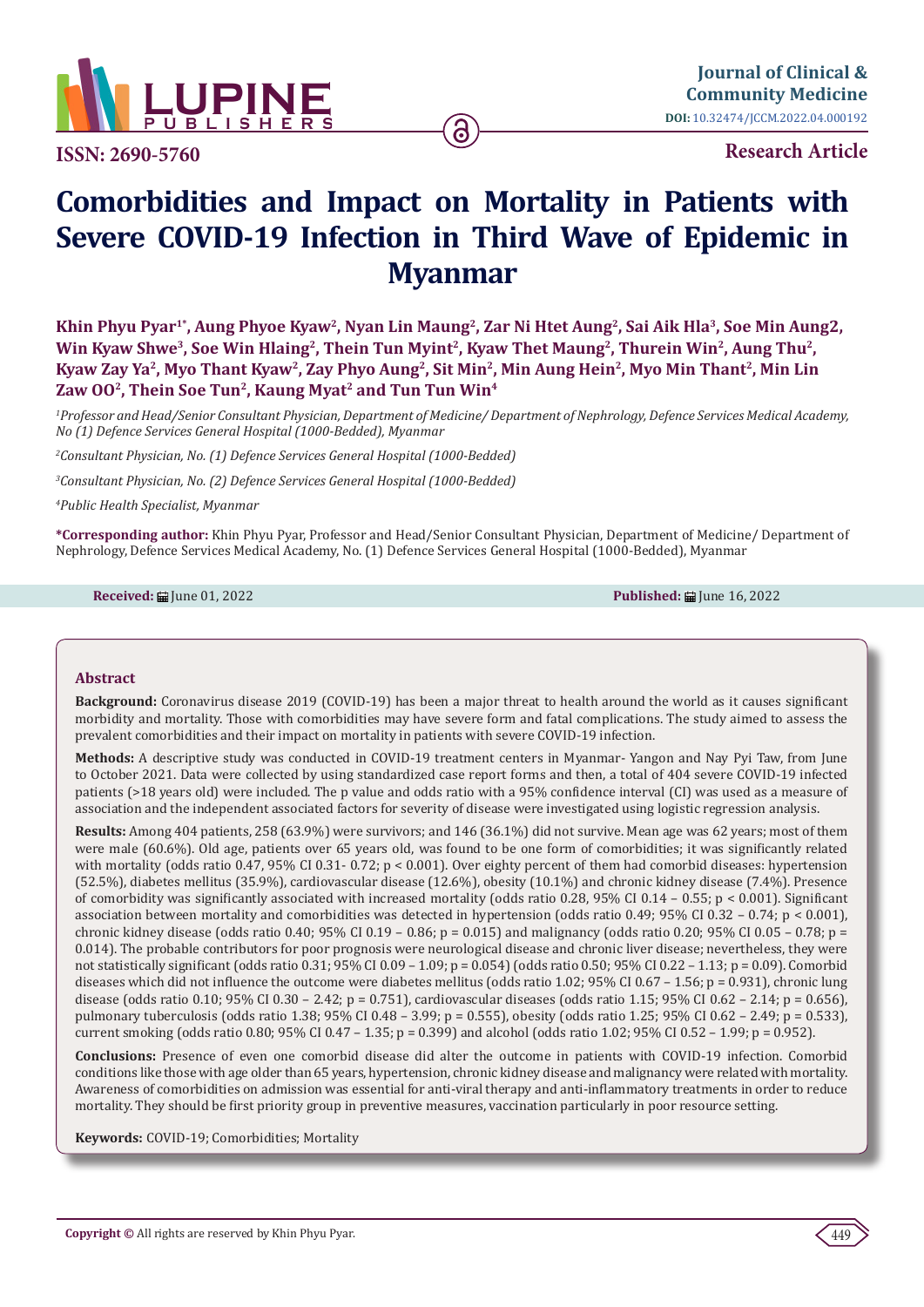ISSN: 2690-5760

**Research Article**

# Comorbidities and Impact on Mortality in Patients with Severe COVID-19 Infection in Third Wave of Epidemic in Myanmar

**Khin Phyu Pyar[1*], Aung Phyoe Kyaw[2], Nyan Lin Maung[2], Zar Ni Htet Aung[2], Sai Aik Hla[3], Soe Min Aung2, Win Kyaw Shwe[3], Soe Win Hlaing[2], Thein Tun Myint[2], Kyaw Thet Maung[2], Thurein Win[2], Aung Thu[2], Kyaw Zay Ya[2], Myo Thant Kyaw[2], Zay Phyo Aung[2], Sit Min[2], Min Aung Hein[2], Myo Min Thant[2], Min Lin Zaw OO[2], Thein Soe Tun[2], Kaung Myat[2] and Tun Tun Win[4]**

[1]*Professor and Head/Senior Consultant Physician, Department of Medicine/ Department of Nephrology, Defence Services Medical Academy, No (1) Defence Services General Hospital (1000-Bedded), Myanmar*

[2]*Consultant Physician, No. (1) Defence Services General Hospital (1000-Bedded)*

[3]*Consultant Physician, No. (2) Defence Services General Hospital (1000-Bedded)*

[4]*Public Health Specialist, Myanmar*

**\*Corresponding author:** Khin Phyu Pyar, Professor and Head/Senior Consultant Physician, Department of Medicine/ Department of Nephrology, Defence Services Medical Academy, No. (1) Defence Services General Hospital (1000-Bedded), Myanmar

**Received:** June 01, 2022 **Published:** June 16, 2022

## Abstract

**Background:** Coronavirus disease 2019 (COVID-19) has been a major threat to health around the world as it causes significant morbidity and mortality. Those with comorbidities may have severe form and fatal complications. The study aimed to assess the prevalent comorbidities and their impact on mortality in patients with severe COVID-19 infection.

**Methods:** A descriptive study was conducted in COVID-19 treatment centers in Myanmar- Yangon and Nay Pyi Taw, from June to October 2021. Data were collected by using standardized case report forms and then, a total of 404 severe COVID-19 infected patients (>18 years old) were included. The p value and odds ratio with a 95% confidence interval (CI) was used as a measure of association and the independent associated factors for severity of disease were investigated using logistic regression analysis.

**Results:** Among 404 patients, 258 (63.9%) were survivors; and 146 (36.1%) did not survive. Mean age was 62 years; most of them were male (60.6%). Old age, patients over 65 years old, was found to be one form of comorbidities; it was significantly related with mortality (odds ratio 0.47, 95% CI 0.31- 0.72; p < 0.001). Over eighty percent of them had comorbid diseases: hypertension (52.5%), diabetes mellitus (35.9%), cardiovascular disease (12.6%), obesity (10.1%) and chronic kidney disease (7.4%). Presence of comorbidity was significantly associated with increased mortality (odds ratio 0.28, 95% CI 0.14 – 0.55; p < 0.001). Significant association between mortality and comorbidities was detected in hypertension (odds ratio 0.49; 95% CI 0.32 – 0.74; p < 0.001), chronic kidney disease (odds ratio 0.40; 95% CI 0.19 – 0.86; p = 0.015) and malignancy (odds ratio 0.20; 95% CI 0.05 – 0.78; p = 0.014). The probable contributors for poor prognosis were neurological disease and chronic liver disease; nevertheless, they were not statistically significant (odds ratio 0.31; 95% CI 0.09 – 1.09; p = 0.054) (odds ratio 0.50; 95% CI 0.22 – 1.13; p = 0.09). Comorbid diseases which did not influence the outcome were diabetes mellitus (odds ratio 1.02; 95% CI 0.67 – 1.56; p = 0.931), chronic lung disease (odds ratio 0.10; 95% CI 0.30 – 2.42; p = 0.751), cardiovascular diseases (odds ratio 1.15; 95% CI 0.62 – 2.14; p = 0.656), pulmonary tuberculosis (odds ratio 1.38; 95% CI 0.48 – 3.99; p = 0.555), obesity (odds ratio 1.25; 95% CI 0.62 – 2.49; p = 0.533), current smoking (odds ratio 0.80; 95% CI 0.47 – 1.35; p = 0.399) and alcohol (odds ratio 1.02; 95% CI 0.52 – 1.99; p = 0.952).

**Conclusions:** Presence of even one comorbid disease did alter the outcome in patients with COVID-19 infection. Comorbid conditions like those with age older than 65 years, hypertension, chronic kidney disease and malignancy were related with mortality. Awareness of comorbidities on admission was essential for anti-viral therapy and anti-inflammatory treatments in order to reduce mortality. They should be first priority group in preventive measures, vaccination particularly in poor resource setting.

**Keywords:** COVID-19; Comorbidities; Mortality

**Copyright ©** All rights are reserved by Khin Phyu Pyar.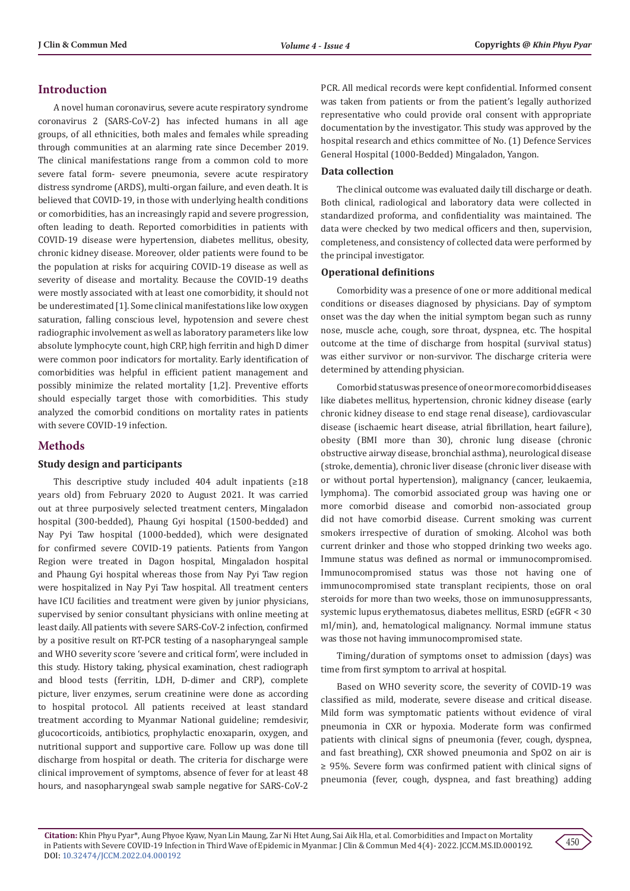## Introduction

A novel human coronavirus, severe acute respiratory syndrome coronavirus 2 (SARS-CoV-2) has infected humans in all age groups, of all ethnicities, both males and females while spreading through communities at an alarming rate since December 2019. The clinical manifestations range from a common cold to more severe fatal form- severe pneumonia, severe acute respiratory distress syndrome (ARDS), multi-organ failure, and even death. It is believed that COVID-19, in those with underlying health conditions or comorbidities, has an increasingly rapid and severe progression, often leading to death. Reported comorbidities in patients with COVID-19 disease were hypertension, diabetes mellitus, obesity, chronic kidney disease. Moreover, older patients were found to be the population at risks for acquiring COVID-19 disease as well as severity of disease and mortality. Because the COVID-19 deaths were mostly associated with at least one comorbidity, it should not be underestimated [1]. Some clinical manifestations like low oxygen saturation, falling conscious level, hypotension and severe chest radiographic involvement as well as laboratory parameters like low absolute lymphocyte count, high CRP, high ferritin and high D dimer were common poor indicators for mortality. Early identification of comorbidities was helpful in efficient patient management and possibly minimize the related mortality [1,2]. Preventive efforts should especially target those with comorbidities. This study analyzed the comorbid conditions on mortality rates in patients with severe COVID-19 infection.

## Methods

### Study design and participants

This descriptive study included 404 adult inpatients (≥18 years old) from February 2020 to August 2021. It was carried out at three purposively selected treatment centers, Mingaladon hospital (300-bedded), Phaung Gyi hospital (1500-bedded) and Nay Pyi Taw hospital (1000-bedded), which were designated for confirmed severe COVID-19 patients. Patients from Yangon Region were treated in Dagon hospital, Mingaladon hospital and Phaung Gyi hospital whereas those from Nay Pyi Taw region were hospitalized in Nay Pyi Taw hospital. All treatment centers have ICU facilities and treatment were given by junior physicians, supervised by senior consultant physicians with online meeting at least daily. All patients with severe SARS-CoV-2 infection, confirmed by a positive result on RT-PCR testing of a nasopharyngeal sample and WHO severity score 'severe and critical form', were included in this study. History taking, physical examination, chest radiograph and blood tests (ferritin, LDH, D-dimer and CRP), complete picture, liver enzymes, serum creatinine were done as according to hospital protocol. All patients received at least standard treatment according to Myanmar National guideline; remdesivir, glucocorticoids, antibiotics, prophylactic enoxaparin, oxygen, and nutritional support and supportive care. Follow up was done till discharge from hospital or death. The criteria for discharge were clinical improvement of symptoms, absence of fever for at least 48 hours, and nasopharyngeal swab sample negative for SARS-CoV-2 PCR. All medical records were kept confidential. Informed consent was taken from patients or from the patient's legally authorized representative who could provide oral consent with appropriate documentation by the investigator. This study was approved by the hospital research and ethics committee of No. (1) Defence Services General Hospital (1000-Bedded) Mingaladon, Yangon.

### Data collection

The clinical outcome was evaluated daily till discharge or death. Both clinical, radiological and laboratory data were collected in standardized proforma, and confidentiality was maintained. The data were checked by two medical officers and then, supervision, completeness, and consistency of collected data were performed by the principal investigator.

### Operational definitions

Comorbidity was a presence of one or more additional medical conditions or diseases diagnosed by physicians. Day of symptom onset was the day when the initial symptom began such as runny nose, muscle ache, cough, sore throat, dyspnea, etc. The hospital outcome at the time of discharge from hospital (survival status) was either survivor or non-survivor. The discharge criteria were determined by attending physician.

Comorbid status was presence of one or more comorbid diseases like diabetes mellitus, hypertension, chronic kidney disease (early chronic kidney disease to end stage renal disease), cardiovascular disease (ischaemic heart disease, atrial fibrillation, heart failure), obesity (BMI more than 30), chronic lung disease (chronic obstructive airway disease, bronchial asthma), neurological disease (stroke, dementia), chronic liver disease (chronic liver disease with or without portal hypertension), malignancy (cancer, leukaemia, lymphoma). The comorbid associated group was having one or more comorbid disease and comorbid non-associated group did not have comorbid disease. Current smoking was current smokers irrespective of duration of smoking. Alcohol was both current drinker and those who stopped drinking two weeks ago. Immune status was defined as normal or immunocompromised. Immunocompromised status was those not having one of immunocompromised state transplant recipients, those on oral steroids for more than two weeks, those on immunosuppressants, systemic lupus erythematosus, diabetes mellitus, ESRD (eGFR < 30 ml/min), and, hematological malignancy. Normal immune status was those not having immunocompromised state.

Timing/duration of symptoms onset to admission (days) was time from first symptom to arrival at hospital.

Based on WHO severity score, the severity of COVID-19 was classified as mild, moderate, severe disease and critical disease. Mild form was symptomatic patients without evidence of viral pneumonia in CXR or hypoxia. Moderate form was confirmed patients with clinical signs of pneumonia (fever, cough, dyspnea, and fast breathing), CXR showed pneumonia and SpO2 on air is ≥ 95%. Severe form was confirmed patient with clinical signs of pneumonia (fever, cough, dyspnea, and fast breathing) adding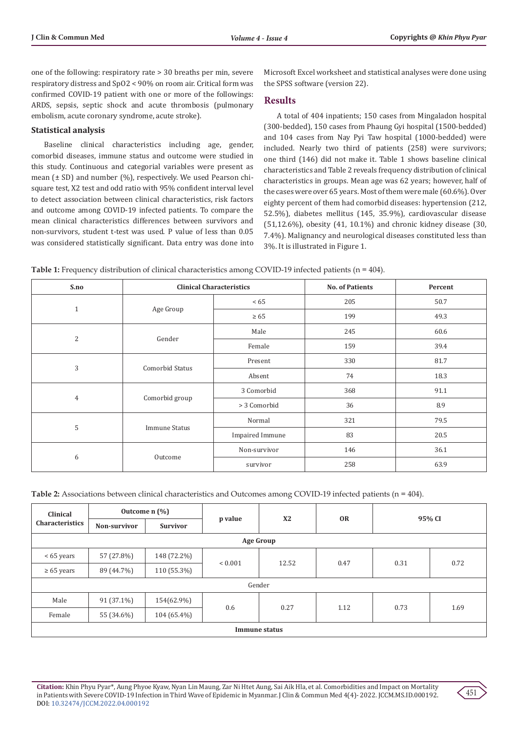one of the following: respiratory rate > 30 breaths per min, severe respiratory distress and SpO2 < 90% on room air. Critical form was confirmed COVID-19 patient with one or more of the followings: ARDS, sepsis, septic shock and acute thrombosis (pulmonary embolism, acute coronary syndrome, acute stroke).

### Statistical analysis

Baseline clinical characteristics including age, gender, comorbid diseases, immune status and outcome were studied in this study. Continuous and categorial variables were present as mean (± SD) and number (%), respectively. We used Pearson chi-square test, X2 test and odd ratio with 95% confident interval level to detect association between clinical characteristics, risk factors and outcome among COVID-19 infected patients. To compare the mean clinical characteristics differences between survivors and non-survivors, student t-test was used. P value of less than 0.05 was considered statistically significant. Data entry was done into Microsoft Excel worksheet and statistical analyses were done using the SPSS software (version 22).

## Results

A total of 404 inpatients; 150 cases from Mingaladon hospital (300-bedded), 150 cases from Phaung Gyi hospital (1500-bedded) and 104 cases from Nay Pyi Taw hospital (1000-bedded) were included. Nearly two third of patients (258) were survivors; one third (146) did not make it. Table 1 shows baseline clinical characteristics and Table 2 reveals frequency distribution of clinical characteristics in groups. Mean age was 62 years; however, half of the cases were over 65 years. Most of them were male (60.6%). Over eighty percent of them had comorbid diseases: hypertension (212, 52.5%), diabetes mellitus (145, 35.9%), cardiovascular disease (51,12.6%), obesity (41, 10.1%) and chronic kidney disease (30, 7.4%). Malignancy and neurological diseases constituted less than 3%. It is illustrated in Figure 1.

**Table 1:** Frequency distribution of clinical characteristics among COVID-19 infected patients (n = 404).

| S.no | Clinical Characteristics | | No. of Patients | Percent |
|---|---|---|---|---|
| 1 | Age Group | < 65 | 205 | 50.7 |
| | | ≥ 65 | 199 | 49.3 |
| 2 | Gender | Male | 245 | 60.6 |
| | | Female | 159 | 39.4 |
| 3 | Comorbid Status | Present | 330 | 81.7 |
| | | Absent | 74 | 18.3 |
| 4 | Comorbid group | 3 Comorbid | 368 | 91.1 |
| | | > 3 Comorbid | 36 | 8.9 |
| 5 | Immune Status | Normal | 321 | 79.5 |
| | | Impaired Immune | 83 | 20.5 |
| 6 | Outcome | Non-survivor | 146 | 36.1 |
| | | survivor | 258 | 63.9 |

**Table 2:** Associations between clinical characteristics and Outcomes among COVID-19 infected patients (n = 404).

| Clinical Characteristics | Outcome n (%) | | p value | X2 | OR | 95% CI | |
|---|---|---|---|---|---|---|---|
| | Non-survivor | Survivor | | | | | |
| **Age Group** | | | | | | | |
| < 65 years | 57 (27.8%) | 148 (72.2%) | < 0.001 | 12.52 | 0.47 | 0.31 | 0.72 |
| ≥ 65 years | 89 (44.7%) | 110 (55.3%) | | | | | |
| Gender | | | | | | | |
| Male | 91 (37.1%) | 154(62.9%) | 0.6 | 0.27 | 1.12 | 0.73 | 1.69 |
| Female | 55 (34.6%) | 104 (65.4%) | | | | | |
| **Immune status** | | | | | | | |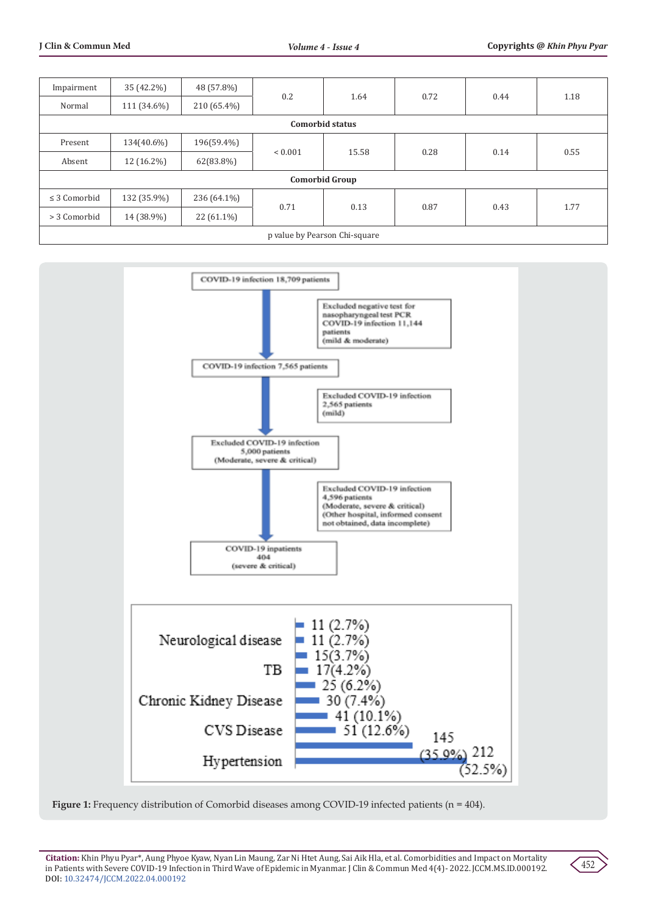| Impairment | 35 (42.2%) | 48 (57.8%) | 0.2 | 1.64 | 0.72 | 0.44 | 1.18 |
|---|---|---|---|---|---|---|---|
| Normal | 111 (34.6%) | 210 (65.4%) | | | | | |
| **Comorbid status** | | | | | | | |
| Present | 134(40.6%) | 196(59.4%) | < 0.001 | 15.58 | 0.28 | 0.14 | 0.55 |
| Absent | 12 (16.2%) | 62(83.8%) | | | | | |
| **Comorbid Group** | | | | | | | |
| ≤ 3 Comorbid | 132 (35.9%) | 236 (64.1%) | 0.71 | 0.13 | 0.87 | 0.43 | 1.77 |
| > 3 Comorbid | 14 (38.9%) | 22 (61.1%) | | | | | |
| p value by Pearson Chi-square | | | | | | | |

COVID-19 infection 18,709 patients

Excluded negative test for nasopharyngeal test PCR COVID-19 infection 11,144 patients (mild & moderate)

COVID-19 infection 7,565 patients

Excluded COVID-19 infection 2,565 patients (mild)

Excluded COVID-19 infection 5,000 patients (Moderate, severe & critical)

Excluded COVID-19 infection 4,596 patients (Moderate, severe & critical) (Other hospital, informed consent not obtained, data incomplete)

COVID-19 inpatients 404 (severe & critical)

Neurological disease: 11 (2.7%), 11 (2.7%)
TB: 15(3.7%), 17(4.2%)
Chronic Kidney Disease: 25 (6.2%), 30 (7.4%)
CVS Disease: 41 (10.1%), 51 (12.6%)
Hypertension: 145 (35.9%), 212 (52.5%)

**Figure 1:** Frequency distribution of Comorbid diseases among COVID-19 infected patients (n = 404).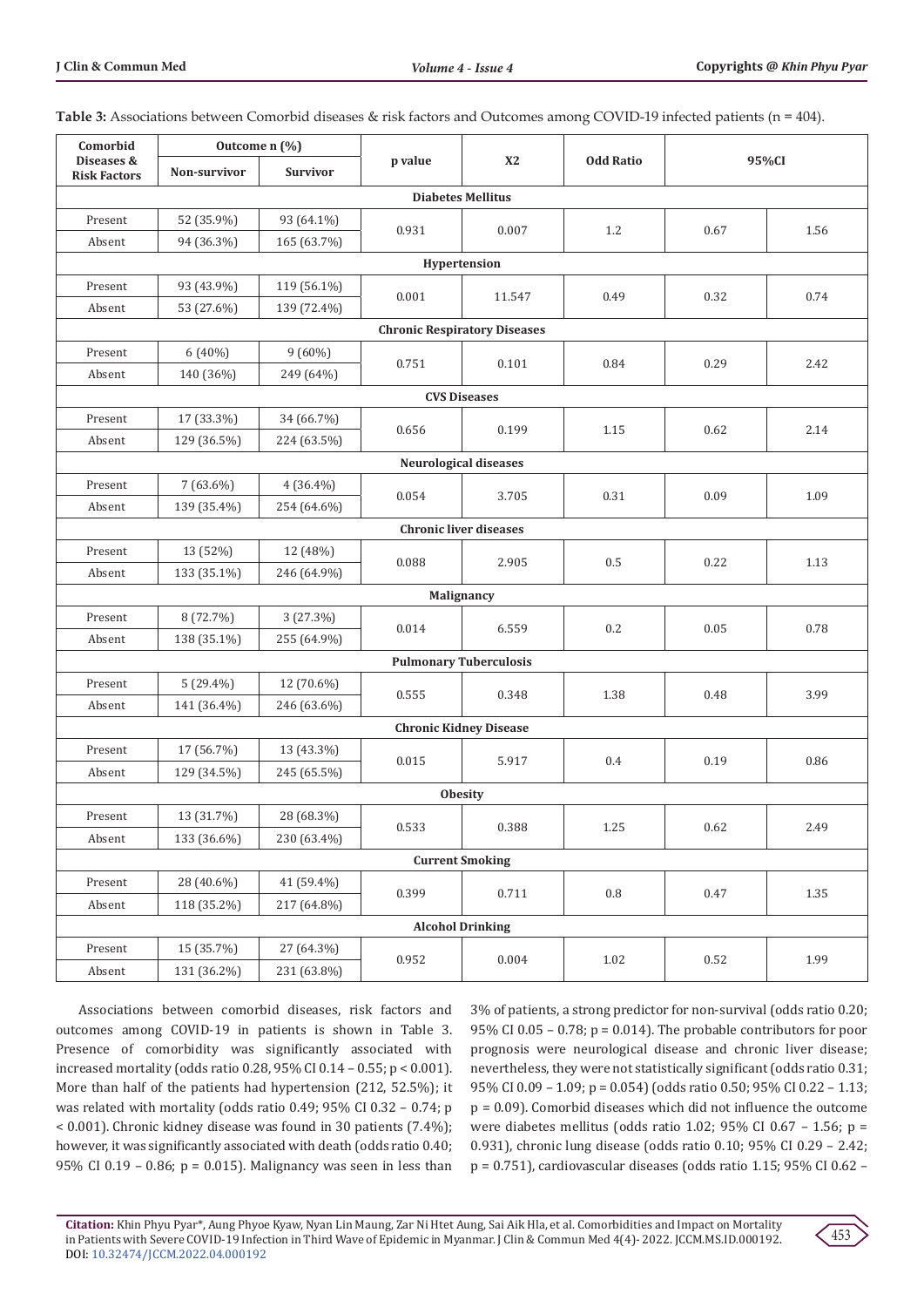**Table 3:** Associations between Comorbid diseases & risk factors and Outcomes among COVID-19 infected patients (n = 404).

| Comorbid Diseases & Risk Factors | Outcome n (%) | | p value | X2 | Odd Ratio | 95%CI | |
|---|---|---|---|---|---|---|---|
| | Non-survivor | Survivor | | | | | |
| **Diabetes Mellitus** | | | | | | | |
| Present | 52 (35.9%) | 93 (64.1%) | 0.931 | 0.007 | 1.2 | 0.67 | 1.56 |
| Absent | 94 (36.3%) | 165 (63.7%) | | | | | |
| **Hypertension** | | | | | | | |
| Present | 93 (43.9%) | 119 (56.1%) | 0.001 | 11.547 | 0.49 | 0.32 | 0.74 |
| Absent | 53 (27.6%) | 139 (72.4%) | | | | | |
| **Chronic Respiratory Diseases** | | | | | | | |
| Present | 6 (40%) | 9 (60%) | 0.751 | 0.101 | 0.84 | 0.29 | 2.42 |
| Absent | 140 (36%) | 249 (64%) | | | | | |
| **CVS Diseases** | | | | | | | |
| Present | 17 (33.3%) | 34 (66.7%) | 0.656 | 0.199 | 1.15 | 0.62 | 2.14 |
| Absent | 129 (36.5%) | 224 (63.5%) | | | | | |
| **Neurological diseases** | | | | | | | |
| Present | 7 (63.6%) | 4 (36.4%) | 0.054 | 3.705 | 0.31 | 0.09 | 1.09 |
| Absent | 139 (35.4%) | 254 (64.6%) | | | | | |
| **Chronic liver diseases** | | | | | | | |
| Present | 13 (52%) | 12 (48%) | 0.088 | 2.905 | 0.5 | 0.22 | 1.13 |
| Absent | 133 (35.1%) | 246 (64.9%) | | | | | |
| **Malignancy** | | | | | | | |
| Present | 8 (72.7%) | 3 (27.3%) | 0.014 | 6.559 | 0.2 | 0.05 | 0.78 |
| Absent | 138 (35.1%) | 255 (64.9%) | | | | | |
| **Pulmonary Tuberculosis** | | | | | | | |
| Present | 5 (29.4%) | 12 (70.6%) | 0.555 | 0.348 | 1.38 | 0.48 | 3.99 |
| Absent | 141 (36.4%) | 246 (63.6%) | | | | | |
| **Chronic Kidney Disease** | | | | | | | |
| Present | 17 (56.7%) | 13 (43.3%) | 0.015 | 5.917 | 0.4 | 0.19 | 0.86 |
| Absent | 129 (34.5%) | 245 (65.5%) | | | | | |
| **Obesity** | | | | | | | |
| Present | 13 (31.7%) | 28 (68.3%) | 0.533 | 0.388 | 1.25 | 0.62 | 2.49 |
| Absent | 133 (36.6%) | 230 (63.4%) | | | | | |
| **Current Smoking** | | | | | | | |
| Present | 28 (40.6%) | 41 (59.4%) | 0.399 | 0.711 | 0.8 | 0.47 | 1.35 |
| Absent | 118 (35.2%) | 217 (64.8%) | | | | | |
| **Alcohol Drinking** | | | | | | | |
| Present | 15 (35.7%) | 27 (64.3%) | 0.952 | 0.004 | 1.02 | 0.52 | 1.99 |
| Absent | 131 (36.2%) | 231 (63.8%) | | | | | |

Associations between comorbid diseases, risk factors and outcomes among COVID-19 in patients is shown in Table 3. Presence of comorbidity was significantly associated with increased mortality (odds ratio 0.28, 95% CI 0.14 – 0.55; p < 0.001). More than half of the patients had hypertension (212, 52.5%); it was related with mortality (odds ratio 0.49; 95% CI 0.32 – 0.74; p < 0.001). Chronic kidney disease was found in 30 patients (7.4%); however, it was significantly associated with death (odds ratio 0.40; 95% CI 0.19 – 0.86; p = 0.015). Malignancy was seen in less than 3% of patients, a strong predictor for non-survival (odds ratio 0.20; 95% CI 0.05 – 0.78; p = 0.014). The probable contributors for poor prognosis were neurological disease and chronic liver disease; nevertheless, they were not statistically significant (odds ratio 0.31; 95% CI 0.09 – 1.09; p = 0.054) (odds ratio 0.50; 95% CI 0.22 – 1.13; p = 0.09). Comorbid diseases which did not influence the outcome were diabetes mellitus (odds ratio 1.02; 95% CI 0.67 – 1.56; p = 0.931), chronic lung disease (odds ratio 0.10; 95% CI 0.29 – 2.42; p = 0.751), cardiovascular diseases (odds ratio 1.15; 95% CI 0.62 –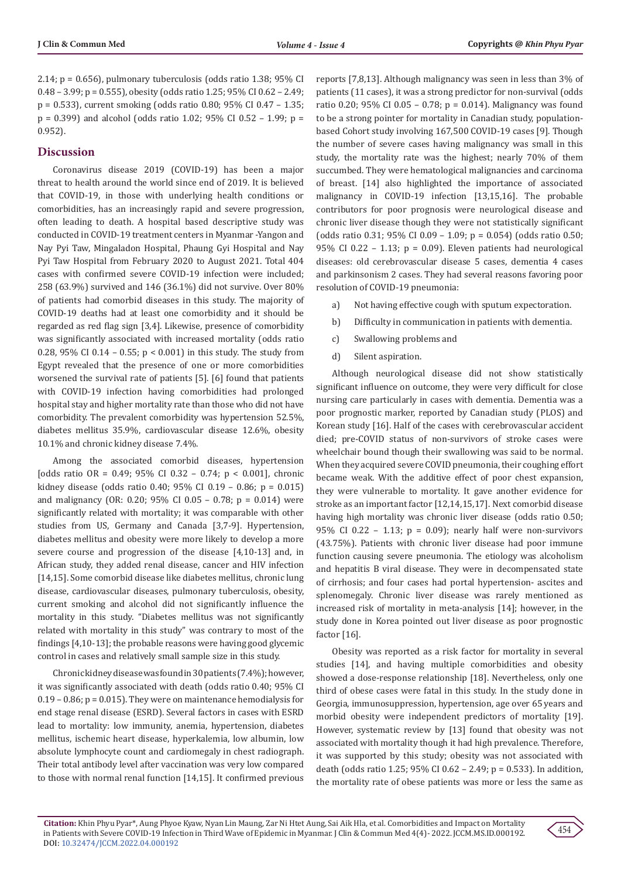2.14; p = 0.656), pulmonary tuberculosis (odds ratio 1.38; 95% CI 0.48 – 3.99; p = 0.555), obesity (odds ratio 1.25; 95% CI 0.62 – 2.49; p = 0.533), current smoking (odds ratio 0.80; 95% CI 0.47 – 1.35; p = 0.399) and alcohol (odds ratio 1.02; 95% CI 0.52 – 1.99; p = 0.952).

## Discussion

Coronavirus disease 2019 (COVID-19) has been a major threat to health around the world since end of 2019. It is believed that COVID-19, in those with underlying health conditions or comorbidities, has an increasingly rapid and severe progression, often leading to death. A hospital based descriptive study was conducted in COVID-19 treatment centers in Myanmar -Yangon and Nay Pyi Taw, Mingaladon Hospital, Phaung Gyi Hospital and Nay Pyi Taw Hospital from February 2020 to August 2021. Total 404 cases with confirmed severe COVID-19 infection were included; 258 (63.9%) survived and 146 (36.1%) did not survive. Over 80% of patients had comorbid diseases in this study. The majority of COVID-19 deaths had at least one comorbidity and it should be regarded as red flag sign [3,4]. Likewise, presence of comorbidity was significantly associated with increased mortality (odds ratio 0.28, 95% CI 0.14 – 0.55; p < 0.001) in this study. The study from Egypt revealed that the presence of one or more comorbidities worsened the survival rate of patients [5]. [6] found that patients with COVID-19 infection having comorbidities had prolonged hospital stay and higher mortality rate than those who did not have comorbidity. The prevalent comorbidity was hypertension 52.5%, diabetes mellitus 35.9%, cardiovascular disease 12.6%, obesity 10.1% and chronic kidney disease 7.4%.

Among the associated comorbid diseases, hypertension [odds ratio OR = 0.49; 95% CI 0.32 – 0.74; p < 0.001], chronic kidney disease (odds ratio 0.40; 95% CI 0.19 – 0.86; p = 0.015) and malignancy (OR: 0.20; 95% CI 0.05 – 0.78; p = 0.014) were significantly related with mortality; it was comparable with other studies from US, Germany and Canada [3,7-9]. Hypertension, diabetes mellitus and obesity were more likely to develop a more severe course and progression of the disease [4,10-13] and, in African study, they added renal disease, cancer and HIV infection [14,15]. Some comorbid disease like diabetes mellitus, chronic lung disease, cardiovascular diseases, pulmonary tuberculosis, obesity, current smoking and alcohol did not significantly influence the mortality in this study. "Diabetes mellitus was not significantly related with mortality in this study" was contrary to most of the findings [4,10-13]; the probable reasons were having good glycemic control in cases and relatively small sample size in this study.

Chronic kidney disease was found in 30 patients (7.4%); however, it was significantly associated with death (odds ratio 0.40; 95% CI 0.19 – 0.86; p = 0.015). They were on maintenance hemodialysis for end stage renal disease (ESRD). Several factors in cases with ESRD lead to mortality: low immunity, anemia, hypertension, diabetes mellitus, ischemic heart disease, hyperkalemia, low albumin, low absolute lymphocyte count and cardiomegaly in chest radiograph. Their total antibody level after vaccination was very low compared to those with normal renal function [14,15]. It confirmed previous reports [7,8,13]. Although malignancy was seen in less than 3% of patients (11 cases), it was a strong predictor for non-survival (odds ratio 0.20; 95% CI 0.05 – 0.78; p = 0.014). Malignancy was found to be a strong pointer for mortality in Canadian study, population-based Cohort study involving 167,500 COVID-19 cases [9]. Though the number of severe cases having malignancy was small in this study, the mortality rate was the highest; nearly 70% of them succumbed. They were hematological malignancies and carcinoma of breast. [14] also highlighted the importance of associated malignancy in COVID-19 infection [13,15,16]. The probable contributors for poor prognosis were neurological disease and chronic liver disease though they were not statistically significant (odds ratio 0.31; 95% CI 0.09 – 1.09; p = 0.054) (odds ratio 0.50; 95% CI 0.22 – 1.13; p = 0.09). Eleven patients had neurological diseases: old cerebrovascular disease 5 cases, dementia 4 cases and parkinsonism 2 cases. They had several reasons favoring poor resolution of COVID-19 pneumonia:

a) Not having effective cough with sputum expectoration.

b) Difficulty in communication in patients with dementia.

c) Swallowing problems and

d) Silent aspiration.

Although neurological disease did not show statistically significant influence on outcome, they were very difficult for close nursing care particularly in cases with dementia. Dementia was a poor prognostic marker, reported by Canadian study (PLOS) and Korean study [16]. Half of the cases with cerebrovascular accident died; pre-COVID status of non-survivors of stroke cases were wheelchair bound though their swallowing was said to be normal. When they acquired severe COVID pneumonia, their coughing effort became weak. With the additive effect of poor chest expansion, they were vulnerable to mortality. It gave another evidence for stroke as an important factor [12,14,15,17]. Next comorbid disease having high mortality was chronic liver disease (odds ratio 0.50; 95% CI 0.22 – 1.13; p = 0.09); nearly half were non-survivors (43.75%). Patients with chronic liver disease had poor immune function causing severe pneumonia. The etiology was alcoholism and hepatitis B viral disease. They were in decompensated state of cirrhosis; and four cases had portal hypertension- ascites and splenomegaly. Chronic liver disease was rarely mentioned as increased risk of mortality in meta-analysis [14]; however, in the study done in Korea pointed out liver disease as poor prognostic factor [16].

Obesity was reported as a risk factor for mortality in several studies [14], and having multiple comorbidities and obesity showed a dose-response relationship [18]. Nevertheless, only one third of obese cases were fatal in this study. In the study done in Georgia, immunosuppression, hypertension, age over 65 years and morbid obesity were independent predictors of mortality [19]. However, systematic review by [13] found that obesity was not associated with mortality though it had high prevalence. Therefore, it was supported by this study; obesity was not associated with death (odds ratio 1.25; 95% CI 0.62 – 2.49; p = 0.533). In addition, the mortality rate of obese patients was more or less the same as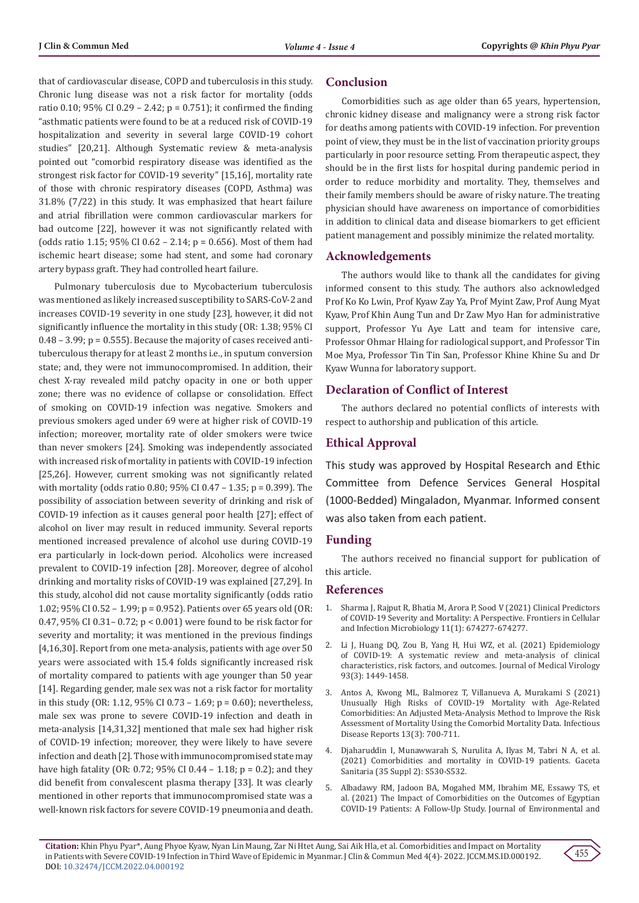that of cardiovascular disease, COPD and tuberculosis in this study. Chronic lung disease was not a risk factor for mortality (odds ratio 0.10; 95% CI 0.29 – 2.42; p = 0.751); it confirmed the finding "asthmatic patients were found to be at a reduced risk of COVID-19 hospitalization and severity in several large COVID-19 cohort studies" [20,21]. Although Systematic review & meta-analysis pointed out "comorbid respiratory disease was identified as the strongest risk factor for COVID-19 severity" [15,16], mortality rate of those with chronic respiratory diseases (COPD, Asthma) was 31.8% (7/22) in this study. It was emphasized that heart failure and atrial fibrillation were common cardiovascular markers for bad outcome [22], however it was not significantly related with (odds ratio 1.15; 95% CI 0.62 – 2.14; p = 0.656). Most of them had ischemic heart disease; some had stent, and some had coronary artery bypass graft. They had controlled heart failure.

Pulmonary tuberculosis due to Mycobacterium tuberculosis was mentioned as likely increased susceptibility to SARS-CoV-2 and increases COVID-19 severity in one study [23], however, it did not significantly influence the mortality in this study (OR: 1.38; 95% CI 0.48 – 3.99; p = 0.555). Because the majority of cases received anti-tuberculous therapy for at least 2 months i.e., in sputum conversion state; and, they were not immunocompromised. In addition, their chest X-ray revealed mild patchy opacity in one or both upper zone; there was no evidence of collapse or consolidation. Effect of smoking on COVID-19 infection was negative. Smokers and previous smokers aged under 69 were at higher risk of COVID-19 infection; moreover, mortality rate of older smokers were twice than never smokers [24]. Smoking was independently associated with increased risk of mortality in patients with COVID-19 infection [25,26]. However, current smoking was not significantly related with mortality (odds ratio 0.80; 95% CI 0.47 – 1.35; p = 0.399). The possibility of association between severity of drinking and risk of COVID-19 infection as it causes general poor health [27]; effect of alcohol on liver may result in reduced immunity. Several reports mentioned increased prevalence of alcohol use during COVID-19 era particularly in lock-down period. Alcoholics were increased prevalent to COVID-19 infection [28]. Moreover, degree of alcohol drinking and mortality risks of COVID-19 was explained [27,29]. In this study, alcohol did not cause mortality significantly (odds ratio 1.02; 95% CI 0.52 – 1.99; p = 0.952). Patients over 65 years old (OR: 0.47, 95% CI 0.31– 0.72; p < 0.001) were found to be risk factor for severity and mortality; it was mentioned in the previous findings [4,16,30]. Report from one meta-analysis, patients with age over 50 years were associated with 15.4 folds significantly increased risk of mortality compared to patients with age younger than 50 year [14]. Regarding gender, male sex was not a risk factor for mortality in this study (OR: 1.12, 95% CI 0.73 – 1.69; p = 0.60); nevertheless, male sex was prone to severe COVID-19 infection and death in meta-analysis [14,31,32] mentioned that male sex had higher risk of COVID-19 infection; moreover, they were likely to have severe infection and death [2]. Those with immunocompromised state may have high fatality (OR: 0.72; 95% CI 0.44 – 1.18; p = 0.2); and they did benefit from convalescent plasma therapy [33]. It was clearly mentioned in other reports that immunocompromised state was a well-known risk factors for severe COVID-19 pneumonia and death.

## Conclusion

Comorbidities such as age older than 65 years, hypertension, chronic kidney disease and malignancy were a strong risk factor for deaths among patients with COVID-19 infection. For prevention point of view, they must be in the list of vaccination priority groups particularly in poor resource setting. From therapeutic aspect, they should be in the first lists for hospital during pandemic period in order to reduce morbidity and mortality. They, themselves and their family members should be aware of risky nature. The treating physician should have awareness on importance of comorbidities in addition to clinical data and disease biomarkers to get efficient patient management and possibly minimize the related mortality.

## Acknowledgements

The authors would like to thank all the candidates for giving informed consent to this study. The authors also acknowledged Prof Ko Ko Lwin, Prof Kyaw Zay Ya, Prof Myint Zaw, Prof Aung Myat Kyaw, Prof Khin Aung Tun and Dr Zaw Myo Han for administrative support, Professor Yu Aye Latt and team for intensive care, Professor Ohmar Hlaing for radiological support, and Professor Tin Moe Mya, Professor Tin Tin San, Professor Khine Khine Su and Dr Kyaw Wunna for laboratory support.

## Declaration of Conflict of Interest

The authors declared no potential conflicts of interests with respect to authorship and publication of this article.

## Ethical Approval

This study was approved by Hospital Research and Ethic Committee from Defence Services General Hospital (1000-Bedded) Mingaladon, Myanmar. Informed consent was also taken from each patient.

## Funding

The authors received no financial support for publication of this article.

## References

1. Sharma J, Rajput R, Bhatia M, Arora P, Sood V (2021) Clinical Predictors of COVID-19 Severity and Mortality: A Perspective. Frontiers in Cellular and Infection Microbiology 11(1): 674277-674277.
2. Li J, Huang DQ, Zou B, Yang H, Hui WZ, et al. (2021) Epidemiology of COVID-19: A systematic review and meta-analysis of clinical characteristics, risk factors, and outcomes. Journal of Medical Virology 93(3): 1449-1458.
3. Antos A, Kwong ML, Balmorez T, Villanueva A, Murakami S (2021) Unusually High Risks of COVID-19 Mortality with Age-Related Comorbidities: An Adjusted Meta-Analysis Method to Improve the Risk Assessment of Mortality Using the Comorbid Mortality Data. Infectious Disease Reports 13(3): 700-711.
4. Djaharuddin I, Munawwarah S, Nurulita A, Ilyas M, Tabri N A, et al. (2021) Comorbidities and mortality in COVID-19 patients. Gaceta Sanitaria (35 Suppl 2): S530-S532.
5. Albadawy RM, Jadoon BA, Mogahed MM, Ibrahim ME, Essawy TS, et al. (2021) The Impact of Comorbidities on the Outcomes of Egyptian COVID-19 Patients: A Follow-Up Study. Journal of Environmental and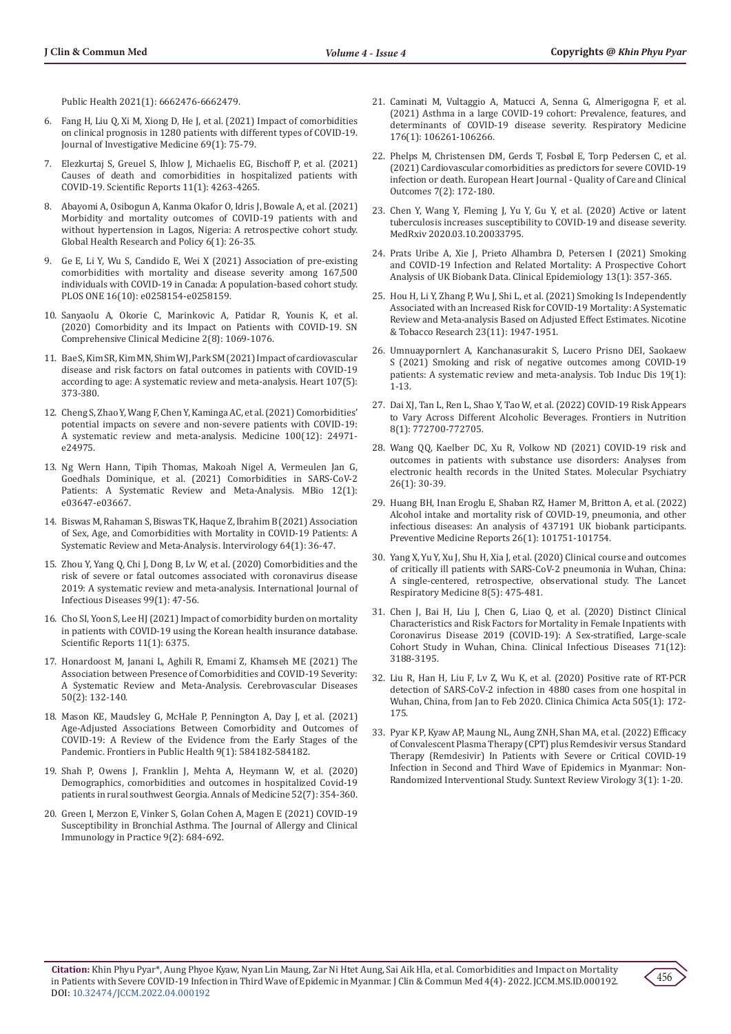Public Health 2021(1): 6662476-6662479.

6. Fang H, Liu Q, Xi M, Xiong D, He J, et al. (2021) Impact of comorbidities on clinical prognosis in 1280 patients with different types of COVID-19. Journal of Investigative Medicine 69(1): 75-79.
7. Elezkurtaj S, Greuel S, Ihlow J, Michaelis EG, Bischoff P, et al. (2021) Causes of death and comorbidities in hospitalized patients with COVID-19. Scientific Reports 11(1): 4263-4265.
8. Abayomi A, Osibogun A, Kanma Okafor O, Idris J, Bowale A, et al. (2021) Morbidity and mortality outcomes of COVID-19 patients with and without hypertension in Lagos, Nigeria: A retrospective cohort study. Global Health Research and Policy 6(1): 26-35.
9. Ge E, Li Y, Wu S, Candido E, Wei X (2021) Association of pre-existing comorbidities with mortality and disease severity among 167,500 individuals with COVID-19 in Canada: A population-based cohort study. PLOS ONE 16(10): e0258154-e0258159.
10. Sanyaolu A, Okorie C, Marinkovic A, Patidar R, Younis K, et al. (2020) Comorbidity and its Impact on Patients with COVID-19. SN Comprehensive Clinical Medicine 2(8): 1069-1076.
11. Bae S, Kim SR, Kim MN, Shim WJ, Park SM (2021) Impact of cardiovascular disease and risk factors on fatal outcomes in patients with COVID-19 according to age: A systematic review and meta-analysis. Heart 107(5): 373-380.
12. Cheng S, Zhao Y, Wang F, Chen Y, Kaminga AC, et al. (2021) Comorbidities' potential impacts on severe and non-severe patients with COVID-19: A systematic review and meta-analysis. Medicine 100(12): 24971-e24975.
13. Ng Wern Hann, Tipih Thomas, Makoah Nigel A, Vermeulen Jan G, Goedhals Dominique, et al. (2021) Comorbidities in SARS-CoV-2 Patients: A Systematic Review and Meta-Analysis. MBio 12(1): e03647-e03667.
14. Biswas M, Rahaman S, Biswas TK, Haque Z, Ibrahim B (2021) Association of Sex, Age, and Comorbidities with Mortality in COVID-19 Patients: A Systematic Review and Meta-Analysis. Intervirology 64(1): 36-47.
15. Zhou Y, Yang Q, Chi J, Dong B, Lv W, et al. (2020) Comorbidities and the risk of severe or fatal outcomes associated with coronavirus disease 2019: A systematic review and meta-analysis. International Journal of Infectious Diseases 99(1): 47-56.
16. Cho SI, Yoon S, Lee HJ (2021) Impact of comorbidity burden on mortality in patients with COVID-19 using the Korean health insurance database. Scientific Reports 11(1): 6375.
17. Honardoost M, Janani L, Aghili R, Emami Z, Khamseh ME (2021) The Association between Presence of Comorbidities and COVID-19 Severity: A Systematic Review and Meta-Analysis. Cerebrovascular Diseases 50(2): 132-140.
18. Mason KE, Maudsley G, McHale P, Pennington A, Day J, et al. (2021) Age-Adjusted Associations Between Comorbidity and Outcomes of COVID-19: A Review of the Evidence from the Early Stages of the Pandemic. Frontiers in Public Health 9(1): 584182-584182.
19. Shah P, Owens J, Franklin J, Mehta A, Heymann W, et al. (2020) Demographics, comorbidities and outcomes in hospitalized Covid-19 patients in rural southwest Georgia. Annals of Medicine 52(7): 354-360.
20. Green I, Merzon E, Vinker S, Golan Cohen A, Magen E (2021) COVID-19 Susceptibility in Bronchial Asthma. The Journal of Allergy and Clinical Immunology in Practice 9(2): 684-692.
21. Caminati M, Vultaggio A, Matucci A, Senna G, Almerigogna F, et al. (2021) Asthma in a large COVID-19 cohort: Prevalence, features, and determinants of COVID-19 disease severity. Respiratory Medicine 176(1): 106261-106266.
22. Phelps M, Christensen DM, Gerds T, Fosbøl E, Torp Pedersen C, et al. (2021) Cardiovascular comorbidities as predictors for severe COVID-19 infection or death. European Heart Journal - Quality of Care and Clinical Outcomes 7(2): 172-180.
23. Chen Y, Wang Y, Fleming J, Yu Y, Gu Y, et al. (2020) Active or latent tuberculosis increases susceptibility to COVID-19 and disease severity. MedRxiv 2020.03.10.20033795.
24. Prats Uribe A, Xie J, Prieto Alhambra D, Petersen I (2021) Smoking and COVID-19 Infection and Related Mortality: A Prospective Cohort Analysis of UK Biobank Data. Clinical Epidemiology 13(1): 357-365.
25. Hou H, Li Y, Zhang P, Wu J, Shi L, et al. (2021) Smoking Is Independently Associated with an Increased Risk for COVID-19 Mortality: A Systematic Review and Meta-analysis Based on Adjusted Effect Estimates. Nicotine & Tobacco Research 23(11): 1947-1951.
26. Umnuaypornlert A, Kanchanasurakit S, Lucero Prisno DEI, Saokaew S (2021) Smoking and risk of negative outcomes among COVID-19 patients: A systematic review and meta-analysis. Tob Induc Dis 19(1): 1-13.
27. Dai XJ, Tan L, Ren L, Shao Y, Tao W, et al. (2022) COVID-19 Risk Appears to Vary Across Different Alcoholic Beverages. Frontiers in Nutrition 8(1): 772700-772705.
28. Wang QQ, Kaelber DC, Xu R, Volkow ND (2021) COVID-19 risk and outcomes in patients with substance use disorders: Analyses from electronic health records in the United States. Molecular Psychiatry 26(1): 30-39.
29. Huang BH, Inan Eroglu E, Shaban RZ, Hamer M, Britton A, et al. (2022) Alcohol intake and mortality risk of COVID-19, pneumonia, and other infectious diseases: An analysis of 437191 UK biobank participants. Preventive Medicine Reports 26(1): 101751-101754.
30. Yang X, Yu Y, Xu J, Shu H, Xia J, et al. (2020) Clinical course and outcomes of critically ill patients with SARS-CoV-2 pneumonia in Wuhan, China: A single-centered, retrospective, observational study. The Lancet Respiratory Medicine 8(5): 475-481.
31. Chen J, Bai H, Liu J, Chen G, Liao Q, et al. (2020) Distinct Clinical Characteristics and Risk Factors for Mortality in Female Inpatients with Coronavirus Disease 2019 (COVID-19): A Sex-stratified, Large-scale Cohort Study in Wuhan, China. Clinical Infectious Diseases 71(12): 3188-3195.
32. Liu R, Han H, Liu F, Lv Z, Wu K, et al. (2020) Positive rate of RT-PCR detection of SARS-CoV-2 infection in 4880 cases from one hospital in Wuhan, China, from Jan to Feb 2020. Clinica Chimica Acta 505(1): 172-175.
33. Pyar K P, Kyaw AP, Maung NL, Aung ZNH, Shan MA, et al. (2022) Efficacy of Convalescent Plasma Therapy (CPT) plus Remdesivir versus Standard Therapy (Remdesivir) In Patients with Severe or Critical COVID-19 Infection in Second and Third Wave of Epidemics in Myanmar: Non-Randomized Interventional Study. Suntext Review Virology 3(1): 1-20.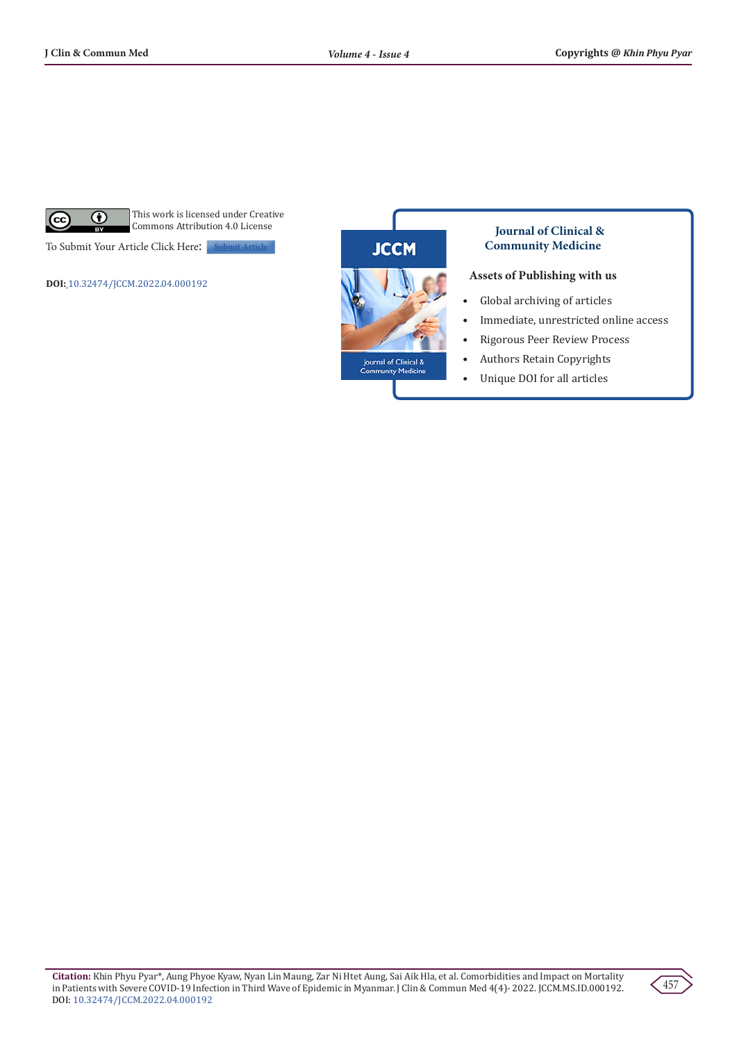This work is licensed under Creative Commons Attribution 4.0 License

To Submit Your Article Click Here: Submit Article

**DOI:** 10.32474/JCCM.2022.04.000192

**Journal of Clinical & Community Medicine**

**Assets of Publishing with us**

- Global archiving of articles
- Immediate, unrestricted online access
- Rigorous Peer Review Process
- Authors Retain Copyrights
- Unique DOI for all articles